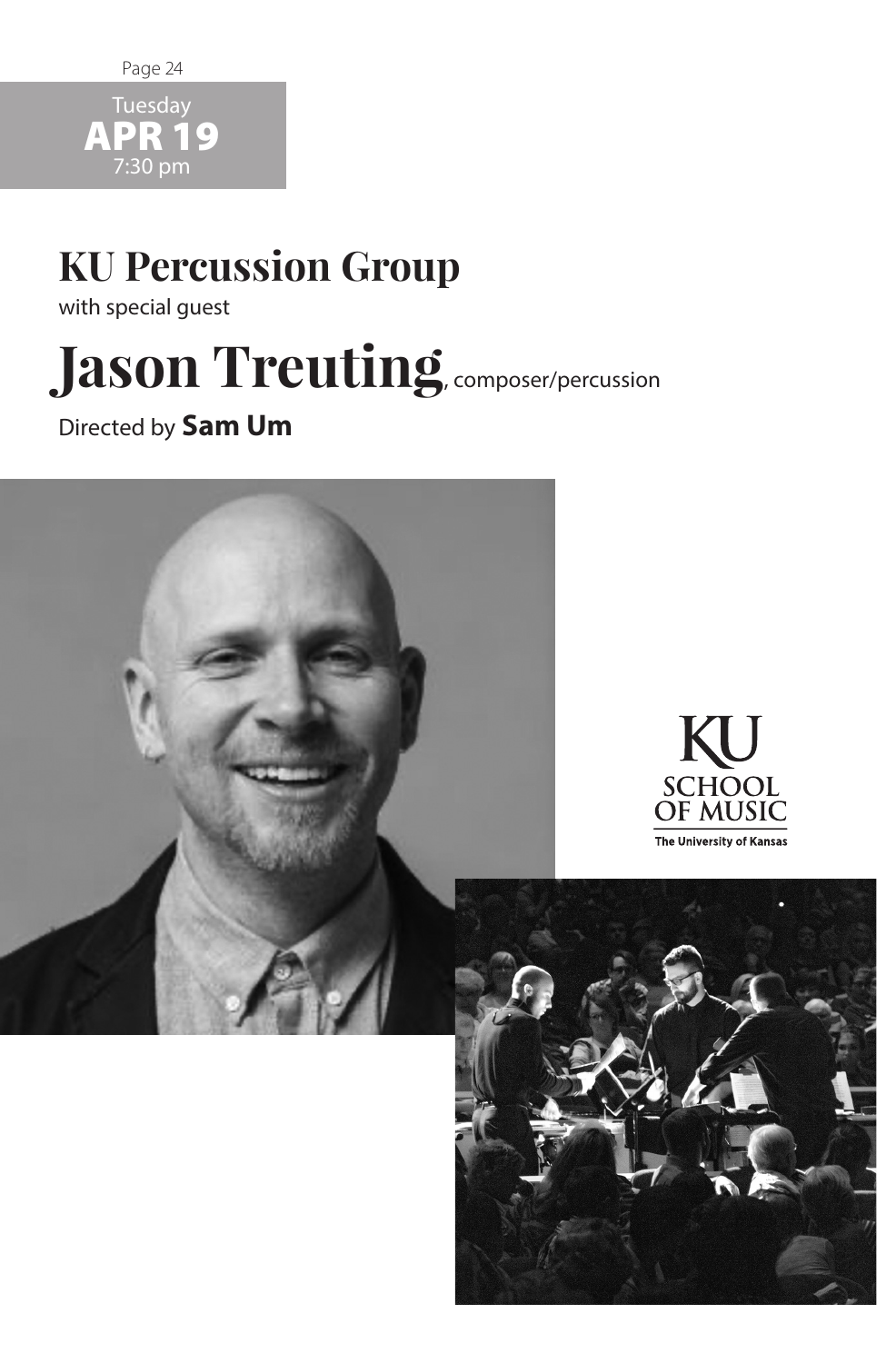Tuesday
**APR 19**
7:30 pm

# KU Percussion Group

with special guest

# Jason Treuting, composer/percussion

Directed by **Sam Um**

KU SCHOOL OF MUSIC
The University of Kansas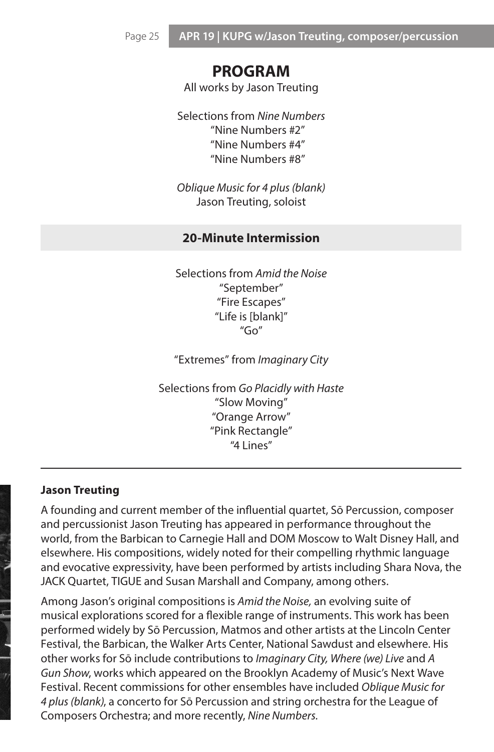# PROGRAM

All works by Jason Treuting

Selections from *Nine Numbers*
"Nine Numbers #2"
"Nine Numbers #4"
"Nine Numbers #8"

*Oblique Music for 4 plus (blank)*
Jason Treuting, soloist

**20-Minute Intermission**

Selections from *Amid the Noise*
"September"
"Fire Escapes"
"Life is [blank]"
"Go"

"Extremes" from *Imaginary City*

Selections from *Go Placidly with Haste*
"Slow Moving"
"Orange Arrow"
"Pink Rectangle"
"4 Lines"

---

**Jason Treuting**

A founding and current member of the influential quartet, Sō Percussion, composer and percussionist Jason Treuting has appeared in performance throughout the world, from the Barbican to Carnegie Hall and DOM Moscow to Walt Disney Hall, and elsewhere. His compositions, widely noted for their compelling rhythmic language and evocative expressivity, have been performed by artists including Shara Nova, the JACK Quartet, TIGUE and Susan Marshall and Company, among others.

Among Jason's original compositions is *Amid the Noise,* an evolving suite of musical explorations scored for a flexible range of instruments. This work has been performed widely by Sō Percussion, Matmos and other artists at the Lincoln Center Festival, the Barbican, the Walker Arts Center, National Sawdust and elsewhere. His other works for Sō include contributions to *Imaginary City, Where (we) Live* and *A Gun Show*, works which appeared on the Brooklyn Academy of Music's Next Wave Festival. Recent commissions for other ensembles have included *Oblique Music for 4 plus (blank)*, a concerto for Sō Percussion and string orchestra for the League of Composers Orchestra; and more recently, *Nine Numbers.*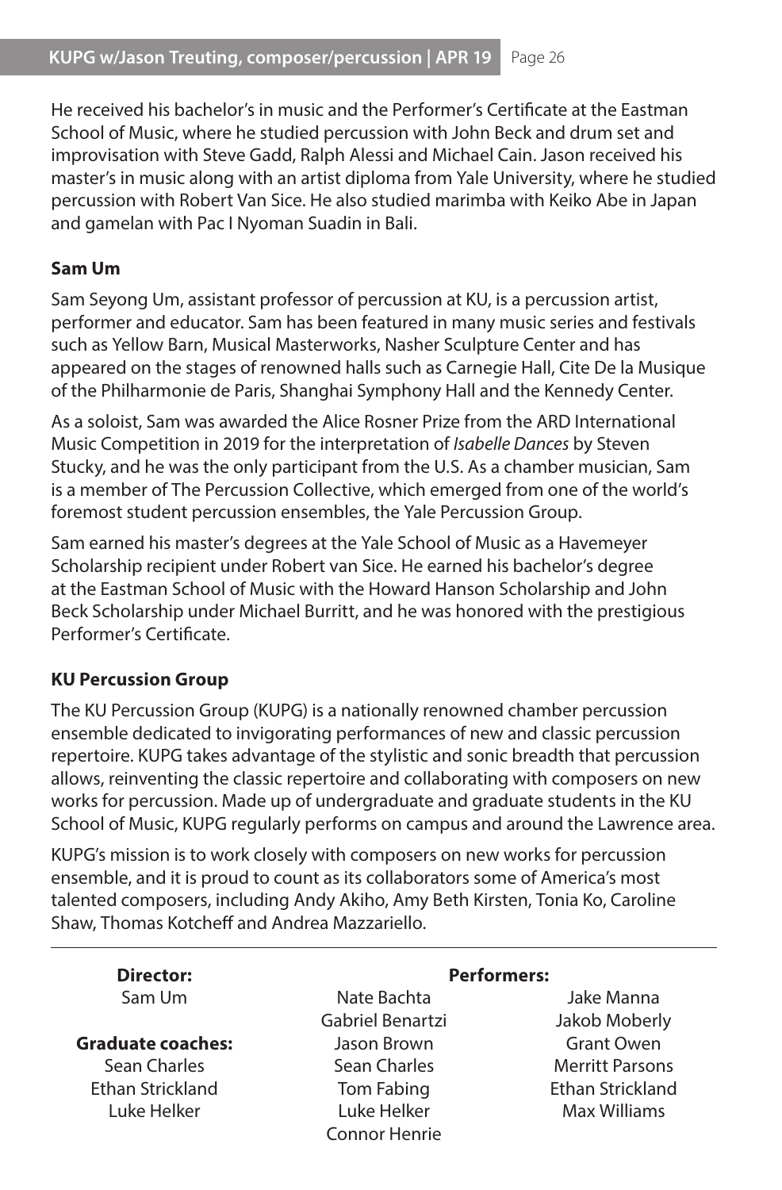He received his bachelor's in music and the Performer's Certificate at the Eastman School of Music, where he studied percussion with John Beck and drum set and improvisation with Steve Gadd, Ralph Alessi and Michael Cain. Jason received his master's in music along with an artist diploma from Yale University, where he studied percussion with Robert Van Sice. He also studied marimba with Keiko Abe in Japan and gamelan with Pac I Nyoman Suadin in Bali.

### Sam Um

Sam Seyong Um, assistant professor of percussion at KU, is a percussion artist, performer and educator. Sam has been featured in many music series and festivals such as Yellow Barn, Musical Masterworks, Nasher Sculpture Center and has appeared on the stages of renowned halls such as Carnegie Hall, Cite De la Musique of the Philharmonie de Paris, Shanghai Symphony Hall and the Kennedy Center.

As a soloist, Sam was awarded the Alice Rosner Prize from the ARD International Music Competition in 2019 for the interpretation of *Isabelle Dances* by Steven Stucky, and he was the only participant from the U.S. As a chamber musician, Sam is a member of The Percussion Collective, which emerged from one of the world's foremost student percussion ensembles, the Yale Percussion Group.

Sam earned his master's degrees at the Yale School of Music as a Havemeyer Scholarship recipient under Robert van Sice. He earned his bachelor's degree at the Eastman School of Music with the Howard Hanson Scholarship and John Beck Scholarship under Michael Burritt, and he was honored with the prestigious Performer's Certificate.

### KU Percussion Group

The KU Percussion Group (KUPG) is a nationally renowned chamber percussion ensemble dedicated to invigorating performances of new and classic percussion repertoire. KUPG takes advantage of the stylistic and sonic breadth that percussion allows, reinventing the classic repertoire and collaborating with composers on new works for percussion. Made up of undergraduate and graduate students in the KU School of Music, KUPG regularly performs on campus and around the Lawrence area.

KUPG's mission is to work closely with composers on new works for percussion ensemble, and it is proud to count as its collaborators some of America's most talented composers, including Andy Akiho, Amy Beth Kirsten, Tonia Ko, Caroline Shaw, Thomas Kotcheff and Andrea Mazzariello.

---

**Director:**
Sam Um

**Graduate coaches:**
Sean Charles
Ethan Strickland
Luke Helker

**Performers:**
Nate Bachta
Gabriel Benartzi
Jason Brown
Sean Charles
Tom Fabing
Luke Helker
Connor Henrie
Jake Manna
Jakob Moberly
Grant Owen
Merritt Parsons
Ethan Strickland
Max Williams